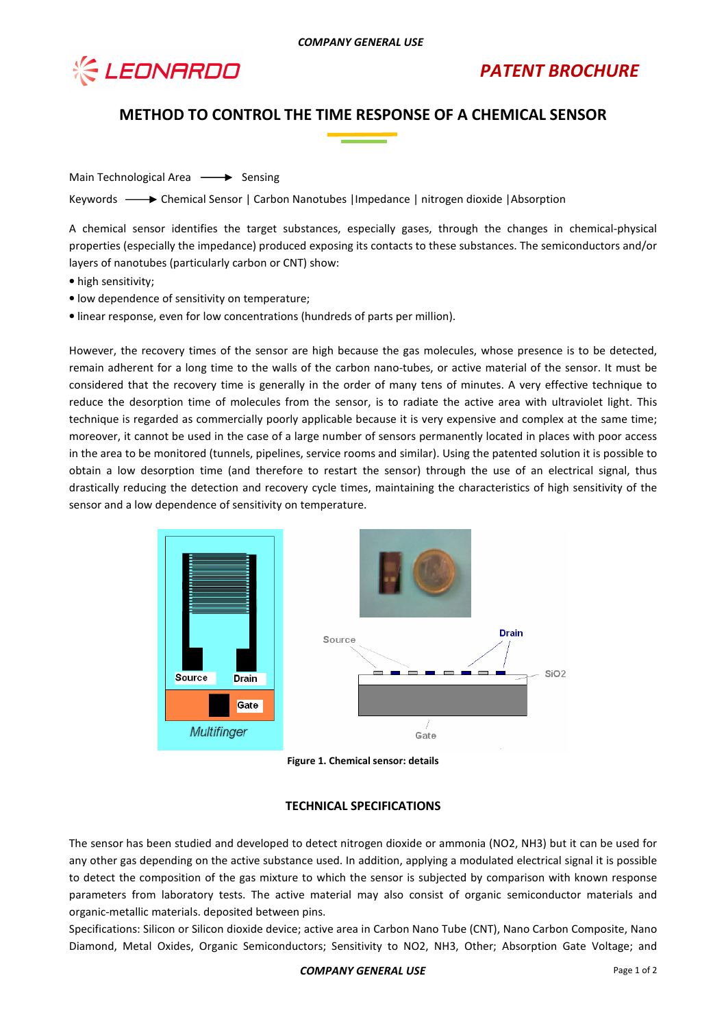**LEONARDO**

**PATENT BROCHURE**

# METHOD TO CONTROL THE TIME RESPONSE OF A CHEMICAL SENSOR

Main Technological Area ⟶ Sensing

Keywords ⟶ Chemical Sensor | Carbon Nanotubes |Impedance | nitrogen dioxide |Absorption

A chemical sensor identifies the target substances, especially gases, through the changes in chemical-physical properties (especially the impedance) produced exposing its contacts to these substances. The semiconductors and/or layers of nanotubes (particularly carbon or CNT) show:

- high sensitivity;
- low dependence of sensitivity on temperature;
- linear response, even for low concentrations (hundreds of parts per million).

However, the recovery times of the sensor are high because the gas molecules, whose presence is to be detected, remain adherent for a long time to the walls of the carbon nano-tubes, or active material of the sensor. It must be considered that the recovery time is generally in the order of many tens of minutes. A very effective technique to reduce the desorption time of molecules from the sensor, is to radiate the active area with ultraviolet light. This technique is regarded as commercially poorly applicable because it is very expensive and complex at the same time; moreover, it cannot be used in the case of a large number of sensors permanently located in places with poor access in the area to be monitored (tunnels, pipelines, service rooms and similar). Using the patented solution it is possible to obtain a low desorption time (and therefore to restart the sensor) through the use of an electrical signal, thus drastically reducing the detection and recovery cycle times, maintaining the characteristics of high sensitivity of the sensor and a low dependence of sensitivity on temperature.

**Figure 1. Chemical sensor: details**

## TECHNICAL SPECIFICATIONS

The sensor has been studied and developed to detect nitrogen dioxide or ammonia ($NO_2$, $NH_3$) but it can be used for any other gas depending on the active substance used. In addition, applying a modulated electrical signal it is possible to detect the composition of the gas mixture to which the sensor is subjected by comparison with known response parameters from laboratory tests. The active material may also consist of organic semiconductor materials and organic-metallic materials. deposited between pins.

Specifications: Silicon or Silicon dioxide device; active area in Carbon Nano Tube (CNT), Nano Carbon Composite, Nano Diamond, Metal Oxides, Organic Semiconductors; Sensitivity to $NO_2$, $NH_3$, Other; Absorption Gate Voltage; and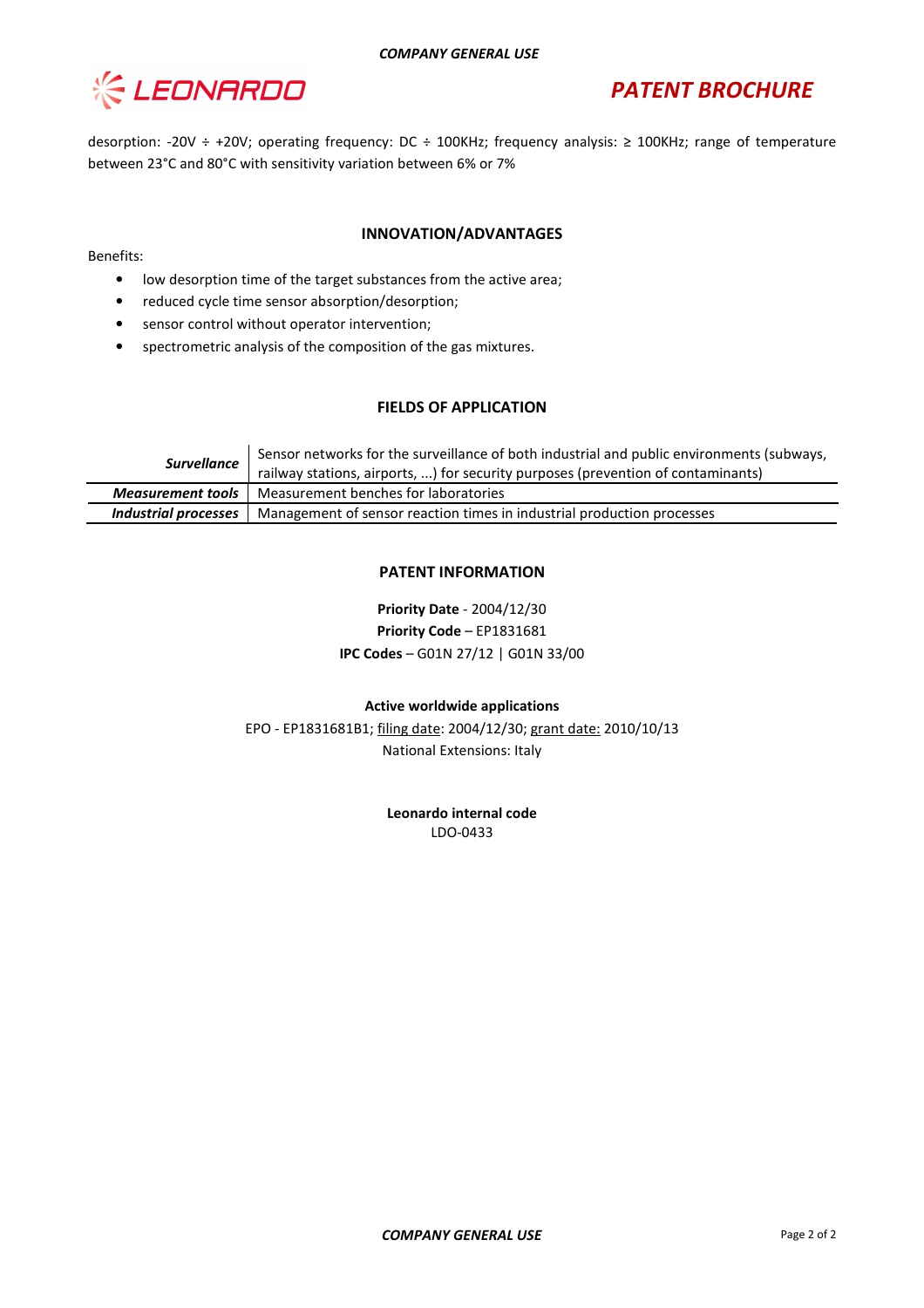desorption: -20V ÷ +20V; operating frequency: DC ÷ 100KHz; frequency analysis: ≥ 100KHz; range of temperature between 23°C and 80°C with sensitivity variation between 6% or 7%

## INNOVATION/ADVANTAGES

Benefits:

- low desorption time of the target substances from the active area;
- reduced cycle time sensor absorption/desorption;
- sensor control without operator intervention;
- spectrometric analysis of the composition of the gas mixtures.

## FIELDS OF APPLICATION

| | |
|---|---|
| ***Survellance*** | Sensor networks for the surveillance of both industrial and public environments (subways, railway stations, airports, ...) for security purposes (prevention of contaminants) |
| ***Measurement tools*** | Measurement benches for laboratories |
| ***Industrial processes*** | Management of sensor reaction times in industrial production processes |

## PATENT INFORMATION

**Priority Date** - 2004/12/30
**Priority Code** – EP1831681
**IPC Codes** – G01N 27/12 | G01N 33/00

**Active worldwide applications**
EPO - EP1831681B1; filing date: 2004/12/30; grant date: 2010/10/13
National Extensions: Italy

**Leonardo internal code**
LDO-0433